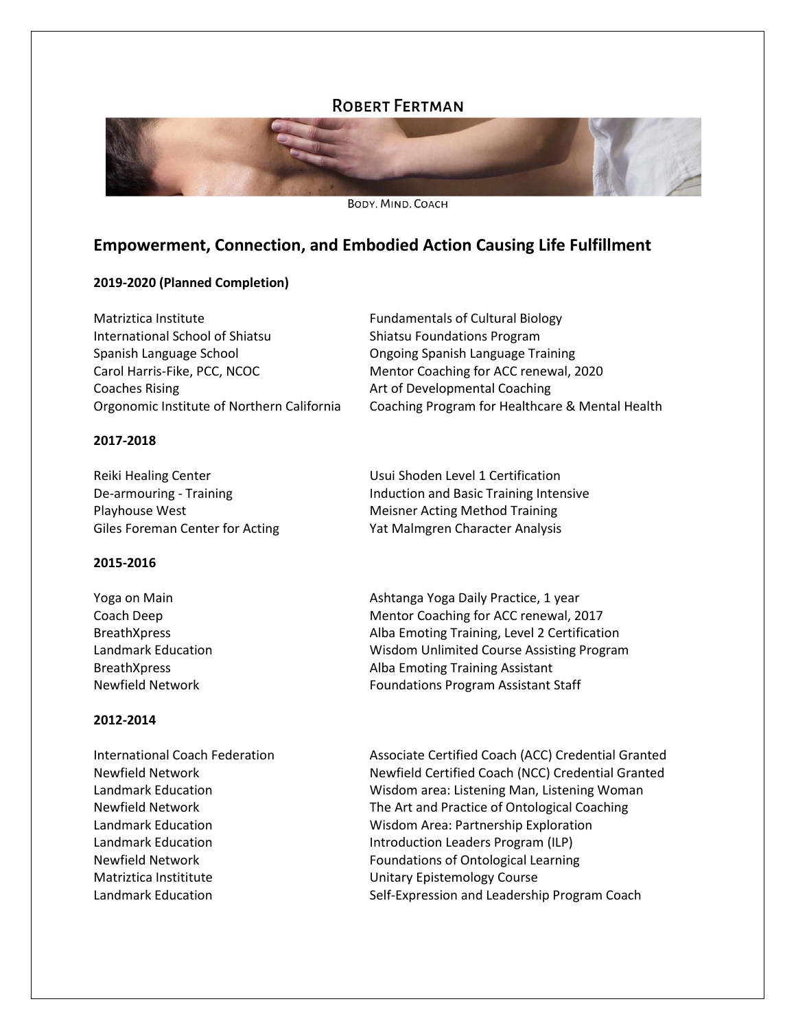# Robert Fertman

Body. Mind. Coach

## Empowerment, Connection, and Embodied Action Causing Life Fulfillment

**2019-2020 (Planned Completion)**

| | |
|---|---|
| Matriztica Institute | Fundamentals of Cultural Biology |
| International School of Shiatsu | Shiatsu Foundations Program |
| Spanish Language School | Ongoing Spanish Language Training |
| Carol Harris-Fike, PCC, NCOC | Mentor Coaching for ACC renewal, 2020 |
| Coaches Rising | Art of Developmental Coaching |
| Orgonomic Institute of Northern California | Coaching Program for Healthcare & Mental Health |

**2017-2018**

| | |
|---|---|
| Reiki Healing Center | Usui Shoden Level 1 Certification |
| De-armouring - Training | Induction and Basic Training Intensive |
| Playhouse West | Meisner Acting Method Training |
| Giles Foreman Center for Acting | Yat Malmgren Character Analysis |

**2015-2016**

| | |
|---|---|
| Yoga on Main | Ashtanga Yoga Daily Practice, 1 year |
| Coach Deep | Mentor Coaching for ACC renewal, 2017 |
| BreathXpress | Alba Emoting Training, Level 2 Certification |
| Landmark Education | Wisdom Unlimited Course Assisting Program |
| BreathXpress | Alba Emoting Training Assistant |
| Newfield Network | Foundations Program Assistant Staff |

**2012-2014**

| | |
|---|---|
| International Coach Federation | Associate Certified Coach (ACC) Credential Granted |
| Newfield Network | Newfield Certified Coach (NCC) Credential Granted |
| Landmark Education | Wisdom area: Listening Man, Listening Woman |
| Newfield Network | The Art and Practice of Ontological Coaching |
| Landmark Education | Wisdom Area: Partnership Exploration |
| Landmark Education | Introduction Leaders Program (ILP) |
| Newfield Network | Foundations of Ontological Learning |
| Matriztica Instititute | Unitary Epistemology Course |
| Landmark Education | Self-Expression and Leadership Program Coach |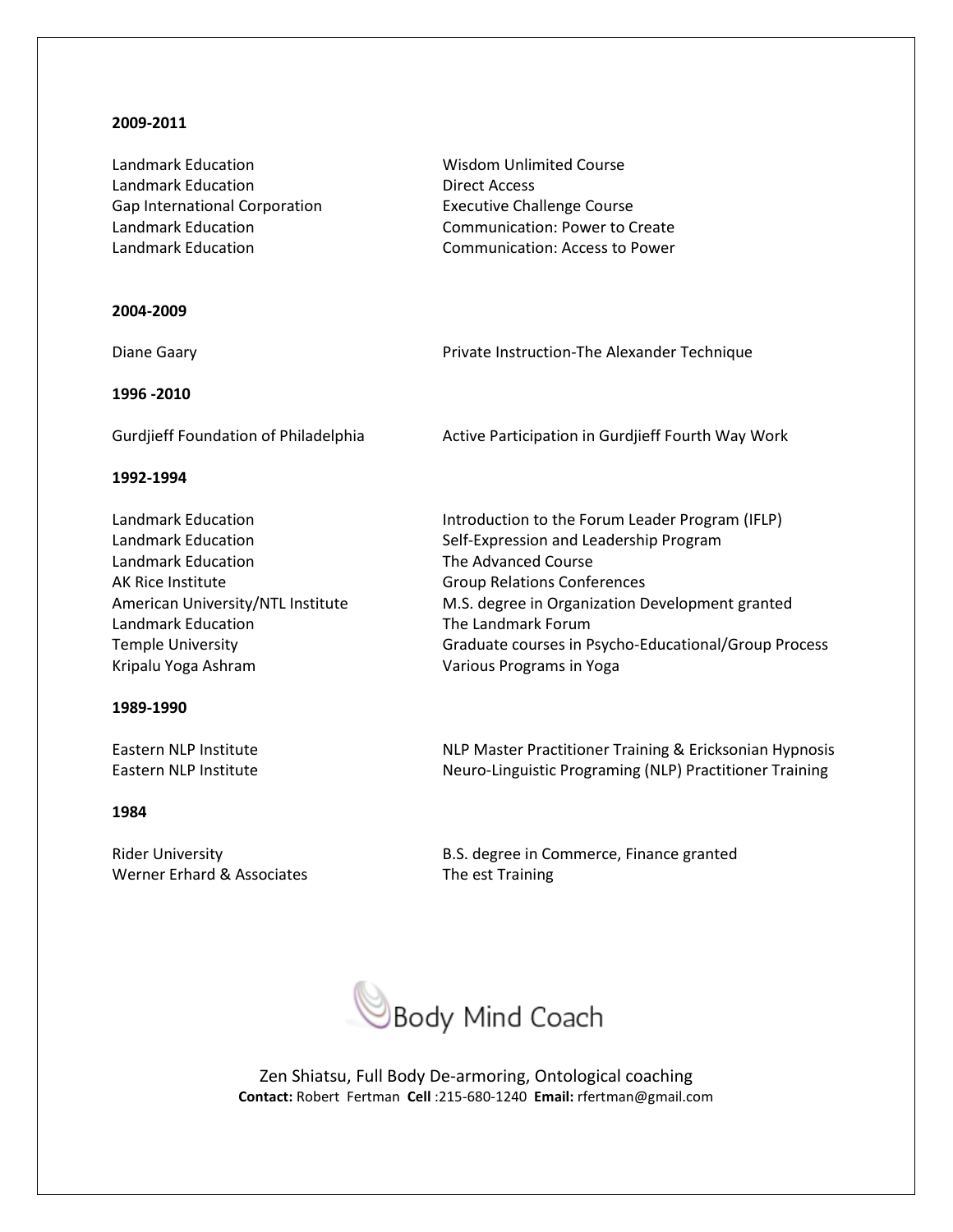**2009-2011**

| | |
|---|---|
| Landmark Education | Wisdom Unlimited Course |
| Landmark Education | Direct Access |
| Gap International Corporation | Executive Challenge Course |
| Landmark Education | Communication: Power to Create |
| Landmark Education | Communication: Access to Power |

**2004-2009**

| | |
|---|---|
| Diane Gaary | Private Instruction-The Alexander Technique |

**1996 -2010**

| | |
|---|---|
| Gurdjieff Foundation of Philadelphia | Active Participation in Gurdjieff Fourth Way Work |

**1992-1994**

| | |
|---|---|
| Landmark Education | Introduction to the Forum Leader Program (IFLP) |
| Landmark Education | Self-Expression and Leadership Program |
| Landmark Education | The Advanced Course |
| AK Rice Institute | Group Relations Conferences |
| American University/NTL Institute | M.S. degree in Organization Development granted |
| Landmark Education | The Landmark Forum |
| Temple University | Graduate courses in Psycho-Educational/Group Process |
| Kripalu Yoga Ashram | Various Programs in Yoga |

**1989-1990**

| | |
|---|---|
| Eastern NLP Institute | NLP Master Practitioner Training & Ericksonian Hypnosis |
| Eastern NLP Institute | Neuro-Linguistic Programing (NLP) Practitioner Training |

**1984**

| | |
|---|---|
| Rider University | B.S. degree in Commerce, Finance granted |
| Werner Erhard & Associates | The est Training |

Body Mind Coach

Zen Shiatsu, Full Body De-armoring, Ontological coaching

**Contact:** Robert Fertman **Cell** :215-680-1240 **Email:** rfertman@gmail.com